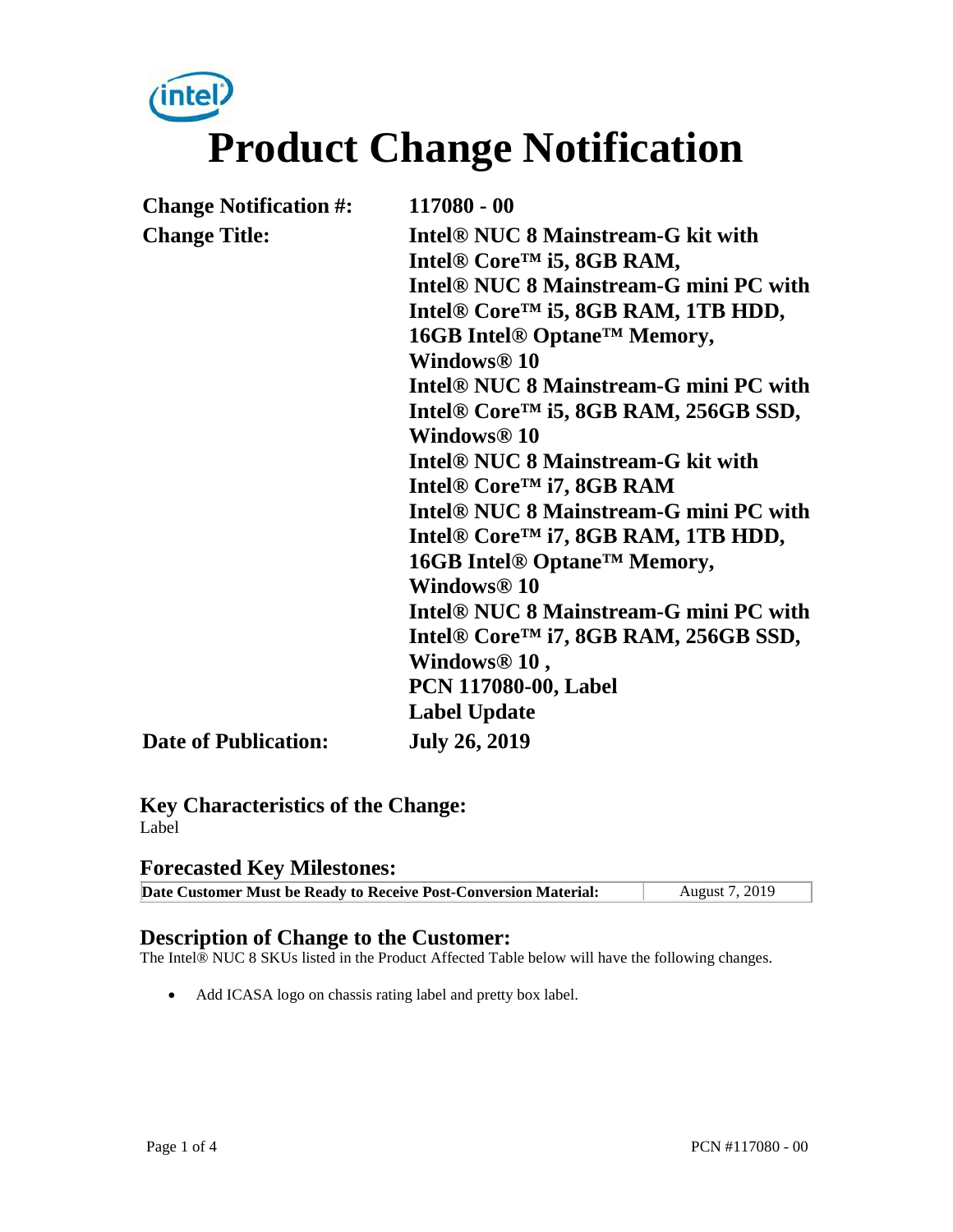intel

# Product Change Notification

| | |
|---|---|
| **Change Notification #:** | **117080 - 00** |
| **Change Title:** | **Intel® NUC 8 Mainstream-G kit with Intel® Core™ i5, 8GB RAM, Intel® NUC 8 Mainstream-G mini PC with Intel® Core™ i5, 8GB RAM, 1TB HDD, 16GB Intel® Optane™ Memory, Windows® 10 Intel® NUC 8 Mainstream-G mini PC with Intel® Core™ i5, 8GB RAM, 256GB SSD, Windows® 10 Intel® NUC 8 Mainstream-G kit with Intel® Core™ i7, 8GB RAM Intel® NUC 8 Mainstream-G mini PC with Intel® Core™ i7, 8GB RAM, 1TB HDD, 16GB Intel® Optane™ Memory, Windows® 10 Intel® NUC 8 Mainstream-G mini PC with Intel® Core™ i7, 8GB RAM, 256GB SSD, Windows® 10 , PCN 117080-00, Label Label Update** |
| **Date of Publication:** | **July 26, 2019** |

## Key Characteristics of the Change:

Label

## Forecasted Key Milestones:

| | |
|---|---|
| **Date Customer Must be Ready to Receive Post-Conversion Material:** | August 7, 2019 |

## Description of Change to the Customer:

The Intel® NUC 8 SKUs listed in the Product Affected Table below will have the following changes.

- Add ICASA logo on chassis rating label and pretty box label.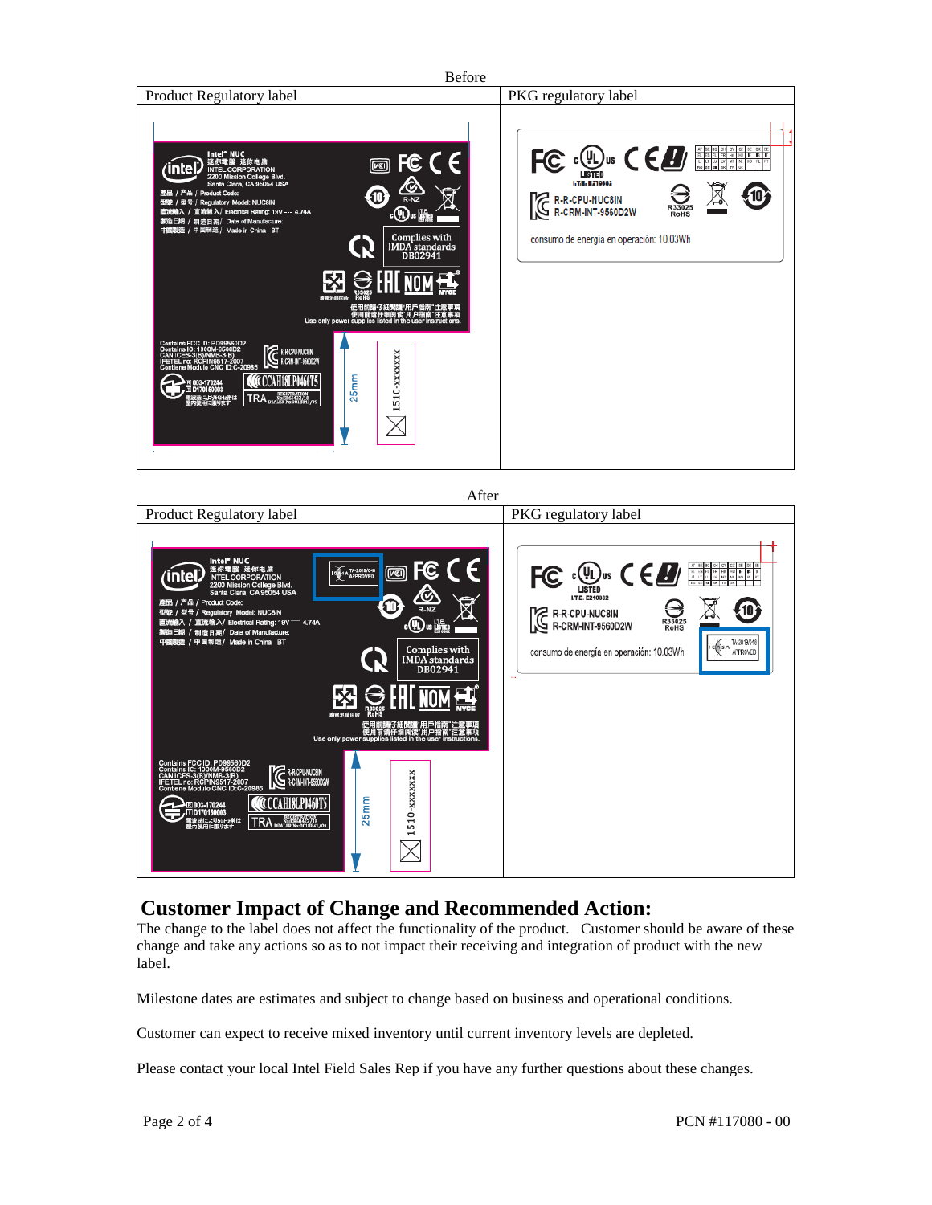Before

| Product Regulatory label | PKG regulatory label |
|---|---|
| Intel® NUC<br>迷你電腦 迷你电脑<br>INTEL CORPORATION<br>2200 Mission College Blvd.<br>Santa Clara, CA 95054 USA<br>產品 / 产品 / Product Code:<br>型號 / 型号 / Regulatory Model: NUC8IN<br>電流輸入 / 直流输入 / Electrical Rating: 19V ⎓ 4.74A<br>製造日期 / 制造日期 / Date of Manufacture:<br>中國製造 / 中国制造 / Made in China BT<br>R-NZ<br>Complies with IMDA standards DB02941<br>R33025 RoHS<br>NYCE<br>使用前請仔細閱讀"用戶指南"注意事項<br>使用前请仔细阅读"用户指南"注意事项<br>Use only power supplies listed in the user instructions.<br>Contains FCC ID: PD99560D2<br>Contains IC: 1000M-9560D2<br>CAN ICES-3(B)/NMB-3(B)<br>IFETEL no: RCPIN9517-2007<br>Contiene Modulo CNC ID:C-20985<br>R-R-CPU-NUC8IN<br>R-CRM-INT-9560D2W<br>CCAH18LP0460T5<br>003-170244<br>D170150003<br>TRA REGISTERED No: ER60452/18 DEALER No: 0018941/09<br>25mm<br>1510-xxxxxxx | c UL us LISTED<br>I.T.E. E210882<br>R-R-CPU-NUC8IN<br>R-CRM-INT-9560D2W<br>R33025 RoHS<br>consumo de energía en operación: 10.03Wh |

After

| Product Regulatory label | PKG regulatory label |
|---|---|
| TA-2019/048 APPROVED<br>Intel® NUC<br>迷你電腦 迷你电脑<br>INTEL CORPORATION<br>2200 Mission College Blvd.<br>Santa Clara, CA 95054 USA<br>產品 / 产品 / Product Code:<br>型號 / 型号 / Regulatory Model: NUC8IN<br>電流輸入 / 直流输入 / Electrical Rating: 19V ⎓ 4.74A<br>製造日期 / 制造日期 / Date of Manufacture:<br>中國製造 / 中国制造 / Made in China BT<br>R-NZ<br>Complies with IMDA standards DB02941<br>R33025 RoHS<br>NYCE<br>使用前請仔細閱讀"用戶指南"注意事項<br>使用前请仔细阅读"用户指南"注意事项<br>Use only power supplies listed in the user instructions.<br>Contains FCC ID: PD99560D2<br>Contains IC: 1000M-9560D2<br>CAN ICES-3(B)/NMB-3(B)<br>IFETEL no: RCPIN9517-2007<br>Contiene Modulo CNC ID:C-20985<br>R-R-CPU-NUC8IN<br>R-CRM-INT-9560D2W<br>CCAH18LP0460T5<br>003-170244<br>D170150003<br>TRA REGISTERED No: ER60452/18 DEALER No: 0018941/09<br>25mm<br>1510-xxxxxxx | c UL us LISTED<br>I.T.E. E210882<br>R-R-CPU-NUC8IN<br>R-CRM-INT-9560D2W<br>R33025 RoHS<br>consumo de energía en operación: 10.03Wh<br>TA-2019/048 APPROVED |

## Customer Impact of Change and Recommended Action:

The change to the label does not affect the functionality of the product. Customer should be aware of these change and take any actions so as to not impact their receiving and integration of product with the new label.

Milestone dates are estimates and subject to change based on business and operational conditions.

Customer can expect to receive mixed inventory until current inventory levels are depleted.

Please contact your local Intel Field Sales Rep if you have any further questions about these changes.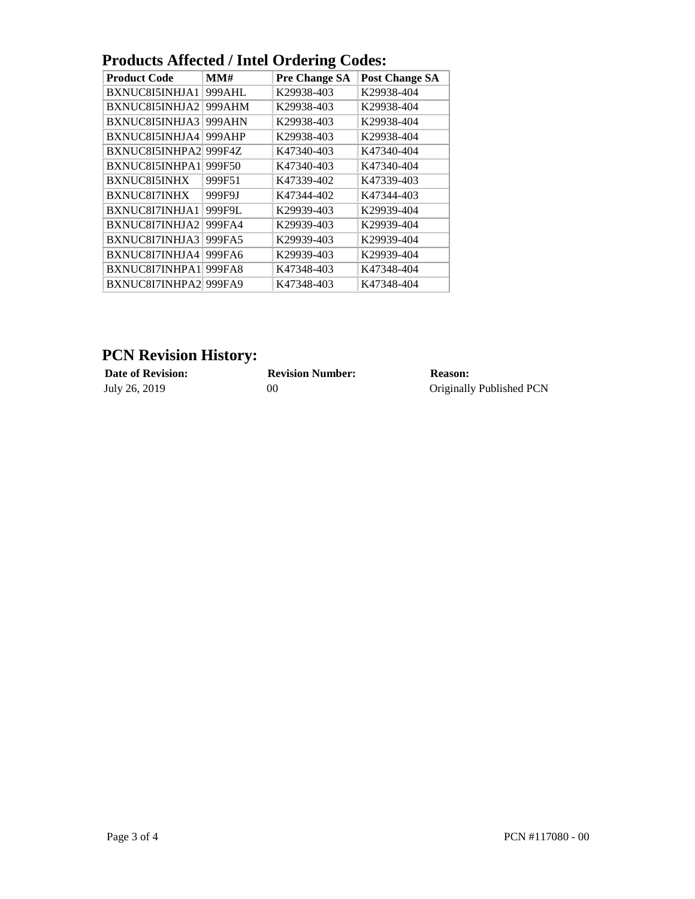## Products Affected / Intel Ordering Codes:

| Product Code | MM# | Pre Change SA | Post Change SA |
|---|---|---|---|
| BXNUC8I5INHJA1 | 999AHL | K29938-403 | K29938-404 |
| BXNUC8I5INHJA2 | 999AHM | K29938-403 | K29938-404 |
| BXNUC8I5INHJA3 | 999AHN | K29938-403 | K29938-404 |
| BXNUC8I5INHJA4 | 999AHP | K29938-403 | K29938-404 |
| BXNUC8I5INHPA2 | 999F4Z | K47340-403 | K47340-404 |
| BXNUC8I5INHPA1 | 999F50 | K47340-403 | K47340-404 |
| BXNUC8I5INHX | 999F51 | K47339-402 | K47339-403 |
| BXNUC8I7INHX | 999F9J | K47344-402 | K47344-403 |
| BXNUC8I7INHJA1 | 999F9L | K29939-403 | K29939-404 |
| BXNUC8I7INHJA2 | 999FA4 | K29939-403 | K29939-404 |
| BXNUC8I7INHJA3 | 999FA5 | K29939-403 | K29939-404 |
| BXNUC8I7INHJA4 | 999FA6 | K29939-403 | K29939-404 |
| BXNUC8I7INHPA1 | 999FA8 | K47348-403 | K47348-404 |
| BXNUC8I7INHPA2 | 999FA9 | K47348-403 | K47348-404 |

## PCN Revision History:

| Date of Revision: | Revision Number: | Reason: |
|---|---|---|
| July 26, 2019 | 00 | Originally Published PCN |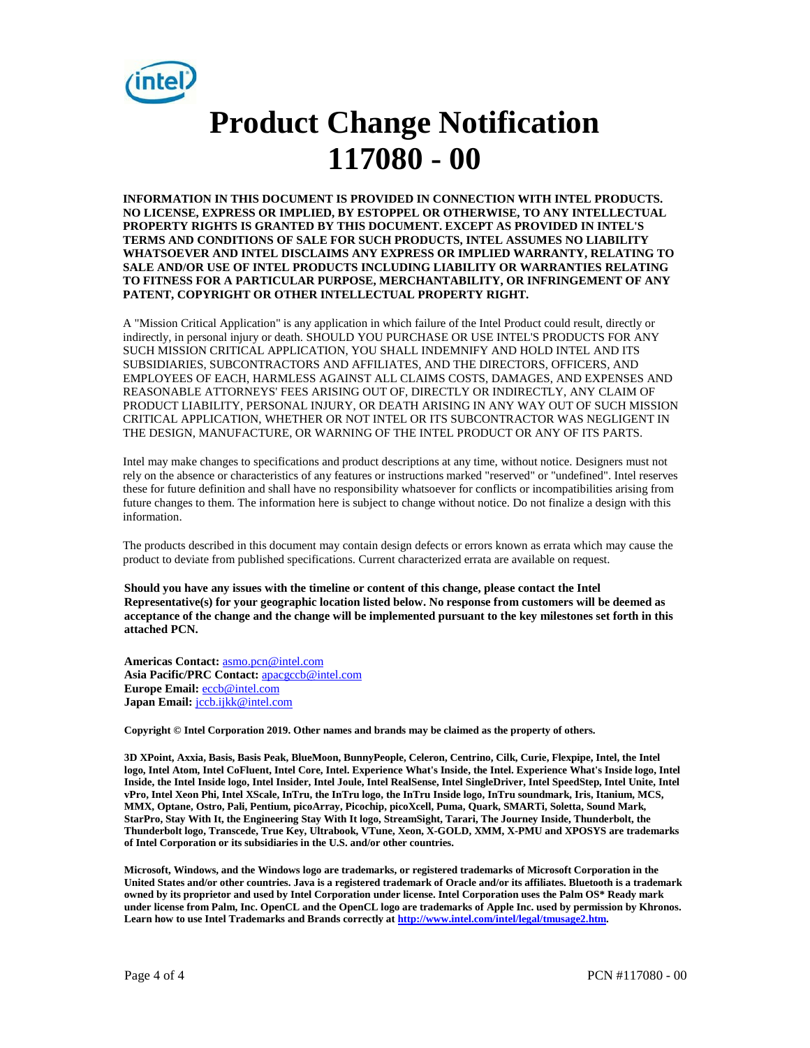# Product Change Notification 117080 - 00

**INFORMATION IN THIS DOCUMENT IS PROVIDED IN CONNECTION WITH INTEL PRODUCTS. NO LICENSE, EXPRESS OR IMPLIED, BY ESTOPPEL OR OTHERWISE, TO ANY INTELLECTUAL PROPERTY RIGHTS IS GRANTED BY THIS DOCUMENT. EXCEPT AS PROVIDED IN INTEL'S TERMS AND CONDITIONS OF SALE FOR SUCH PRODUCTS, INTEL ASSUMES NO LIABILITY WHATSOEVER AND INTEL DISCLAIMS ANY EXPRESS OR IMPLIED WARRANTY, RELATING TO SALE AND/OR USE OF INTEL PRODUCTS INCLUDING LIABILITY OR WARRANTIES RELATING TO FITNESS FOR A PARTICULAR PURPOSE, MERCHANTABILITY, OR INFRINGEMENT OF ANY PATENT, COPYRIGHT OR OTHER INTELLECTUAL PROPERTY RIGHT.**

A "Mission Critical Application" is any application in which failure of the Intel Product could result, directly or indirectly, in personal injury or death. SHOULD YOU PURCHASE OR USE INTEL'S PRODUCTS FOR ANY SUCH MISSION CRITICAL APPLICATION, YOU SHALL INDEMNIFY AND HOLD INTEL AND ITS SUBSIDIARIES, SUBCONTRACTORS AND AFFILIATES, AND THE DIRECTORS, OFFICERS, AND EMPLOYEES OF EACH, HARMLESS AGAINST ALL CLAIMS COSTS, DAMAGES, AND EXPENSES AND REASONABLE ATTORNEYS' FEES ARISING OUT OF, DIRECTLY OR INDIRECTLY, ANY CLAIM OF PRODUCT LIABILITY, PERSONAL INJURY, OR DEATH ARISING IN ANY WAY OUT OF SUCH MISSION CRITICAL APPLICATION, WHETHER OR NOT INTEL OR ITS SUBCONTRACTOR WAS NEGLIGENT IN THE DESIGN, MANUFACTURE, OR WARNING OF THE INTEL PRODUCT OR ANY OF ITS PARTS.

Intel may make changes to specifications and product descriptions at any time, without notice. Designers must not rely on the absence or characteristics of any features or instructions marked "reserved" or "undefined". Intel reserves these for future definition and shall have no responsibility whatsoever for conflicts or incompatibilities arising from future changes to them. The information here is subject to change without notice. Do not finalize a design with this information.

The products described in this document may contain design defects or errors known as errata which may cause the product to deviate from published specifications. Current characterized errata are available on request.

**Should you have any issues with the timeline or content of this change, please contact the Intel Representative(s) for your geographic location listed below. No response from customers will be deemed as acceptance of the change and the change will be implemented pursuant to the key milestones set forth in this attached PCN.**

**Americas Contact:** asmo.pcn@intel.com
**Asia Pacific/PRC Contact:** apacgccb@intel.com
**Europe Email:** eccb@intel.com
**Japan Email:** jccb.ijkk@intel.com

**Copyright © Intel Corporation 2019. Other names and brands may be claimed as the property of others.**

**3D XPoint, Axxia, Basis, Basis Peak, BlueMoon, BunnyPeople, Celeron, Centrino, Cilk, Curie, Flexpipe, Intel, the Intel logo, Intel Atom, Intel CoFluent, Intel Core, Intel. Experience What's Inside, the Intel. Experience What's Inside logo, Intel Inside, the Intel Inside logo, Intel Insider, Intel Joule, Intel RealSense, Intel SingleDriver, Intel SpeedStep, Intel Unite, Intel vPro, Intel Xeon Phi, Intel XScale, InTru, the InTru logo, the InTru Inside logo, InTru soundmark, Iris, Itanium, MCS, MMX, Optane, Ostro, Pali, Pentium, picoArray, Picochip, picoXcell, Puma, Quark, SMARTi, Soletta, Sound Mark, StarPro, Stay With It, the Engineering Stay With It logo, StreamSight, Tarari, The Journey Inside, Thunderbolt, the Thunderbolt logo, Transcede, True Key, Ultrabook, VTune, Xeon, X-GOLD, XMM, X-PMU and XPOSYS are trademarks of Intel Corporation or its subsidiaries in the U.S. and/or other countries.**

**Microsoft, Windows, and the Windows logo are trademarks, or registered trademarks of Microsoft Corporation in the United States and/or other countries. Java is a registered trademark of Oracle and/or its affiliates. Bluetooth is a trademark owned by its proprietor and used by Intel Corporation under license. Intel Corporation uses the Palm OS* Ready mark under license from Palm, Inc. OpenCL and the OpenCL logo are trademarks of Apple Inc. used by permission by Khronos. Learn how to use Intel Trademarks and Brands correctly at http://www.intel.com/intel/legal/tmusage2.htm.**